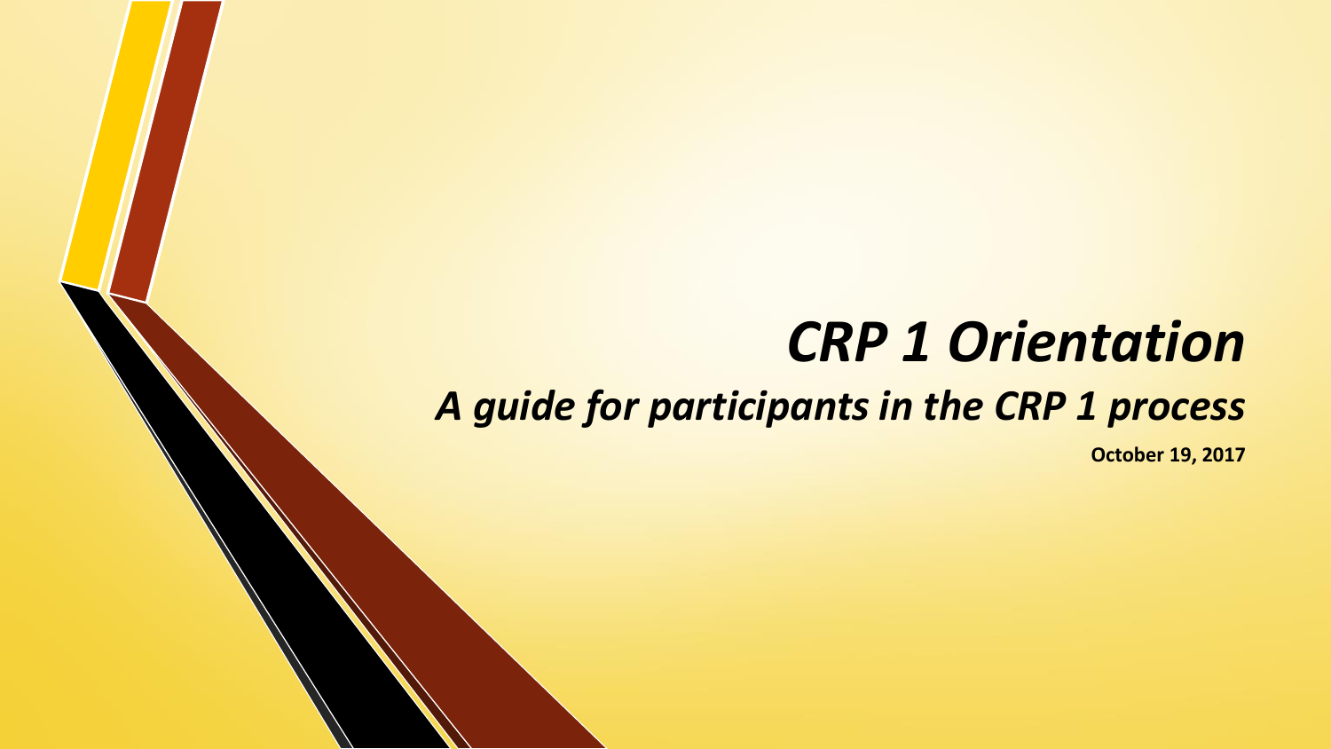# *CRP 1 Orientation*

## *A guide for participants in the CRP 1 process*

**October 19, 2017**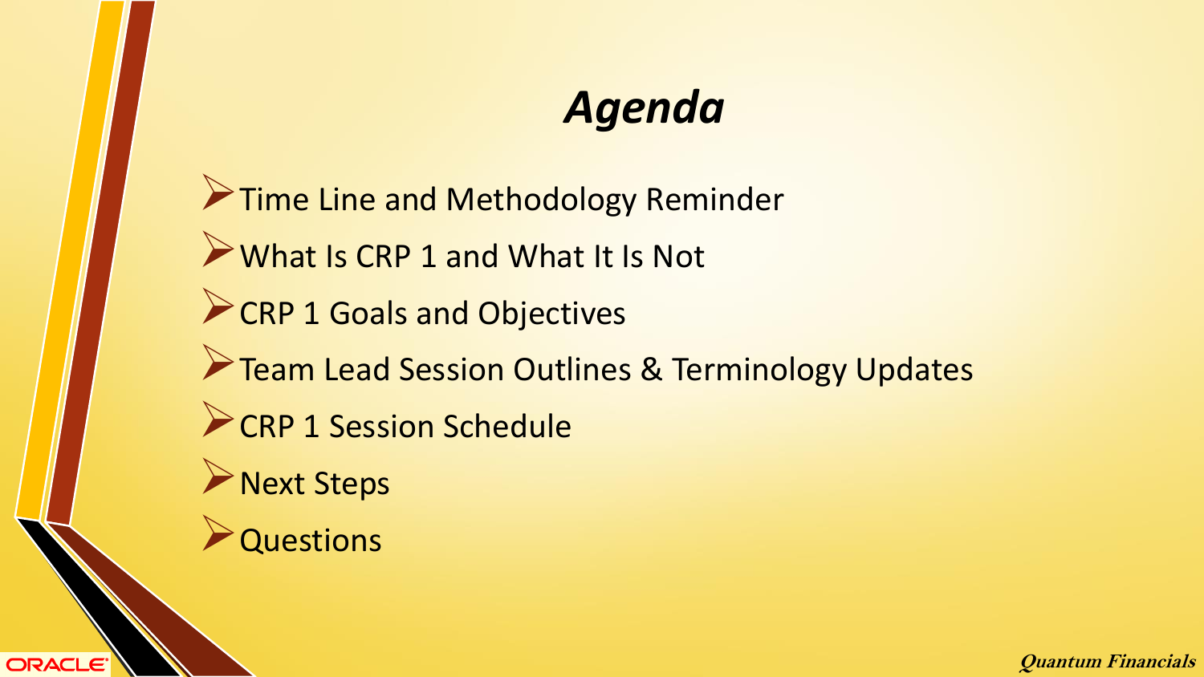# *Agenda*

- Time Line and Methodology Reminder
- What Is CRP 1 and What It Is Not
- CRP 1 Goals and Objectives
- Team Lead Session Outlines & Terminology Updates
- CRP 1 Session Schedule
- Next Steps
- Questions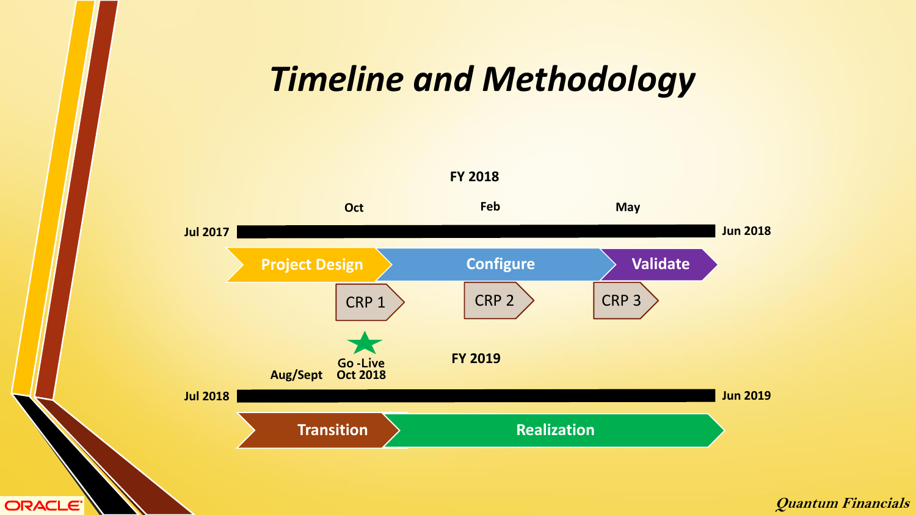# *Timeline and Methodology*

**FY 2018**

**Jul 2017** — **Oct** — **Feb** — **May** — **Jun 2018**

**Project Design** → **Configure** → **Validate**

CRP 1 → CRP 2 → CRP 3

**FY 2019**

**Jul 2018** — **Aug/Sept** — **Go -Live Oct 2018** — **Jun 2019**

**Transition** → **Realization**

ORACLE

*Quantum Financials*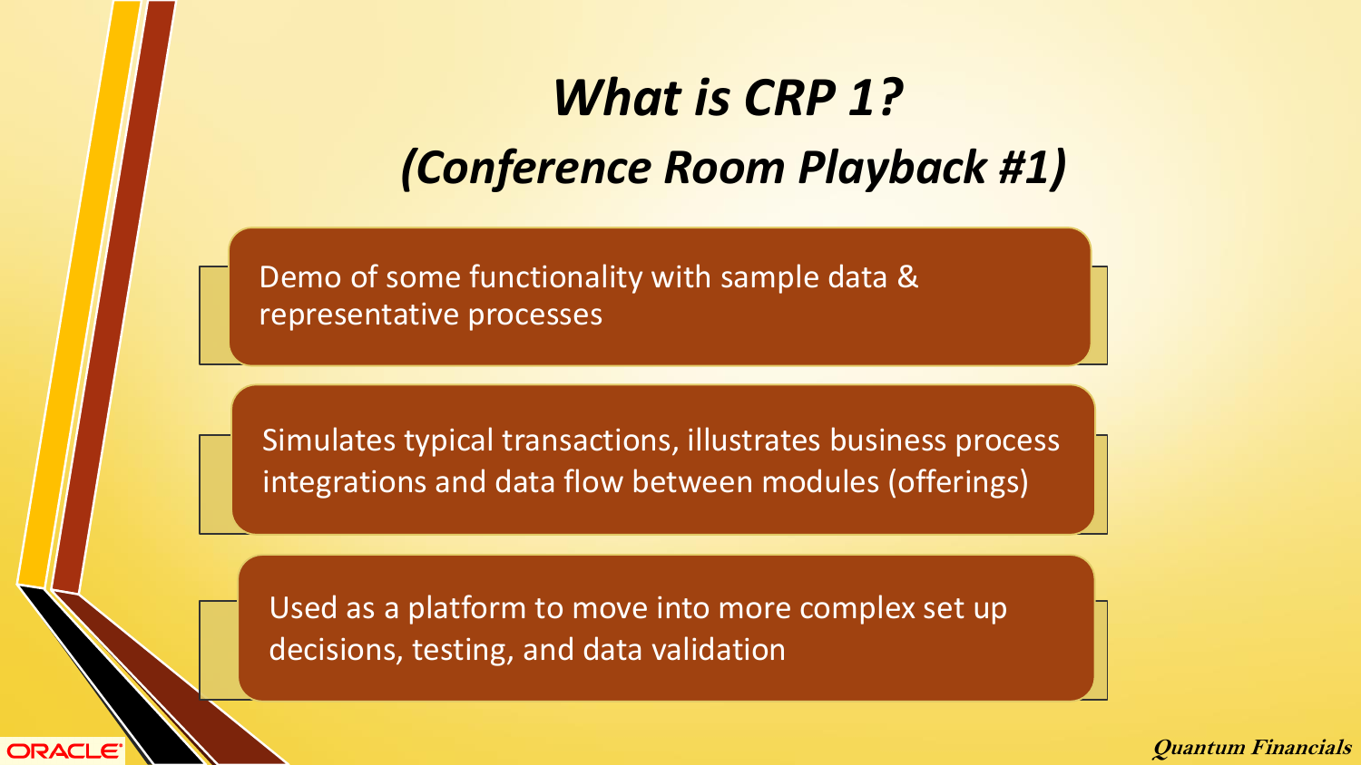# *What is CRP 1?*
# *(Conference Room Playback #1)*

- Demo of some functionality with sample data & representative processes
- Simulates typical transactions, illustrates business process integrations and data flow between modules (offerings)
- Used as a platform to move into more complex set up decisions, testing, and data validation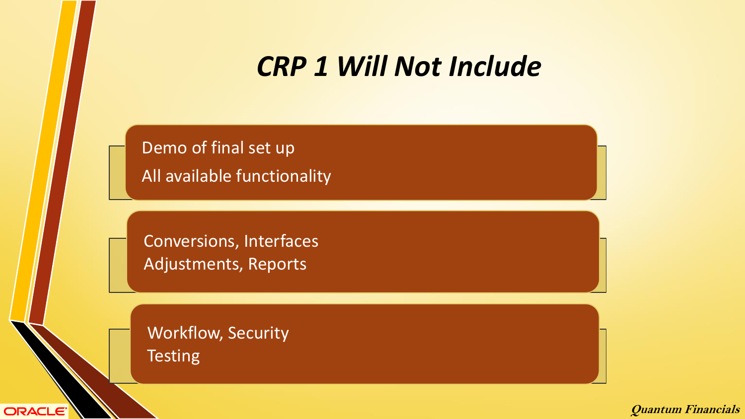# *CRP 1 Will Not Include*

- Demo of final set up
- All available functionality

- Conversions, Interfaces
- Adjustments, Reports

- Workflow, Security
- Testing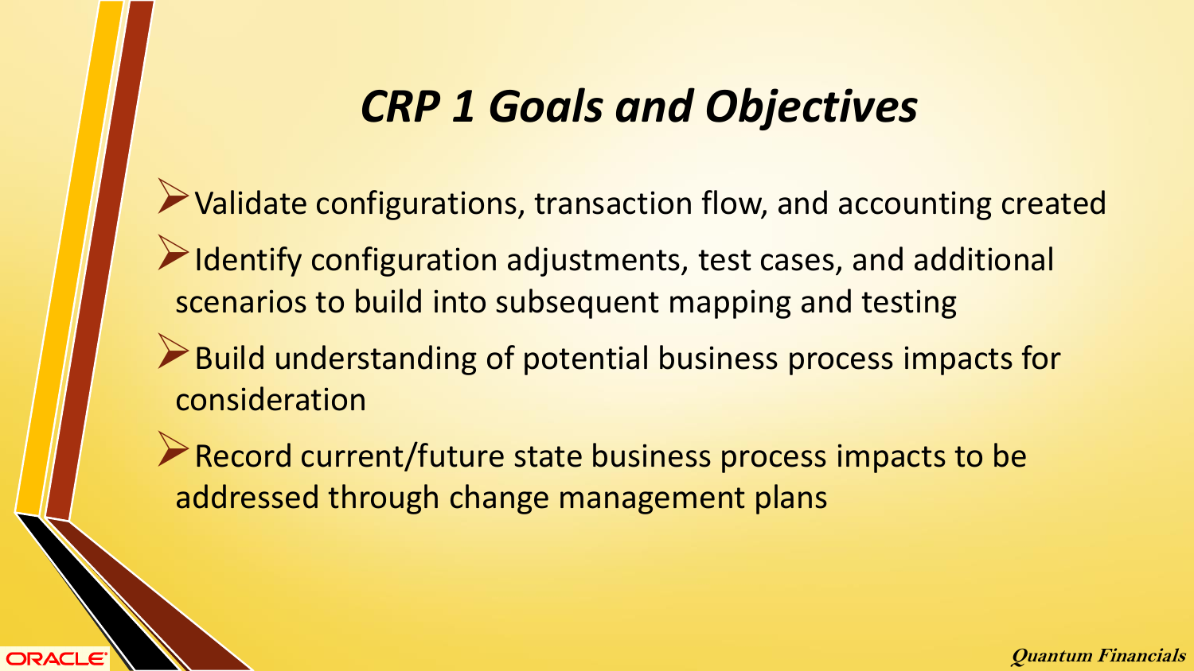# *CRP 1 Goals and Objectives*

- Validate configurations, transaction flow, and accounting created
- Identify configuration adjustments, test cases, and additional scenarios to build into subsequent mapping and testing
- Build understanding of potential business process impacts for consideration
- Record current/future state business process impacts to be addressed through change management plans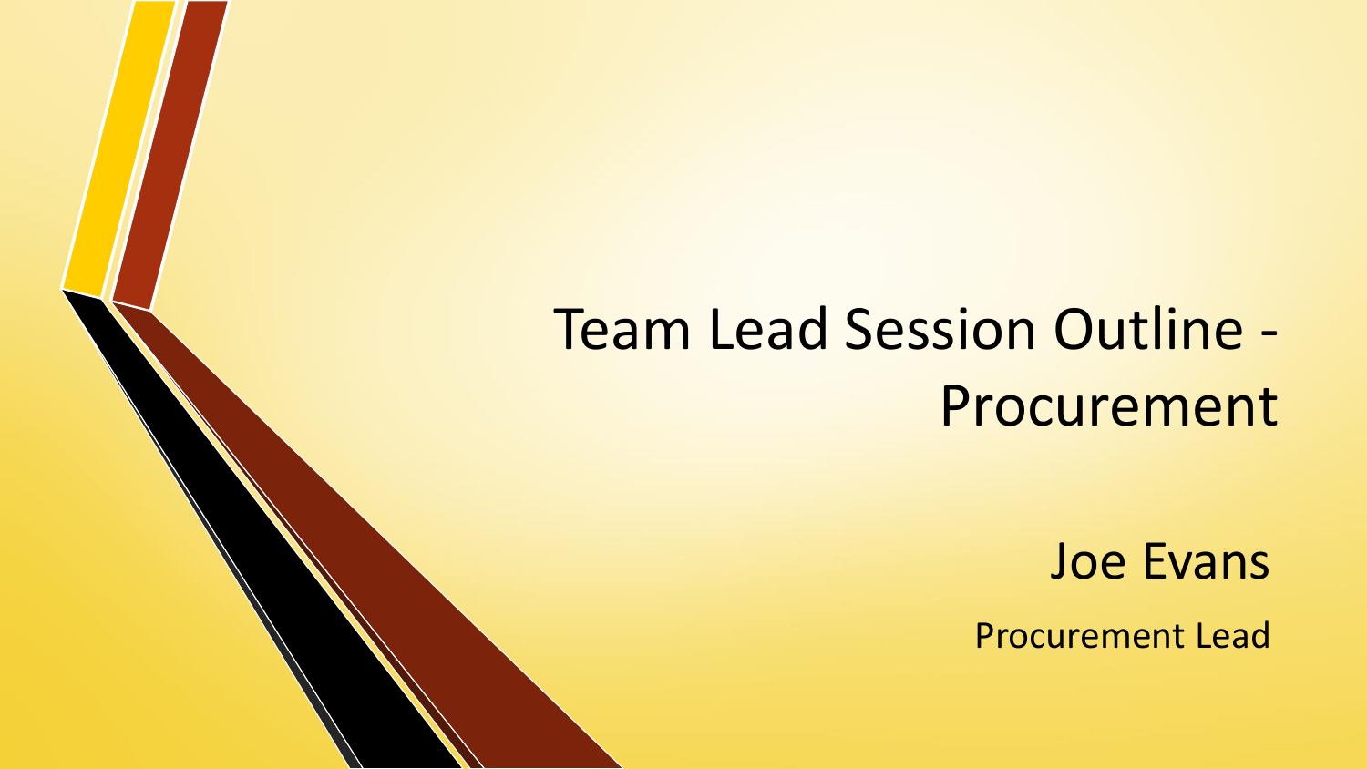# Team Lead Session Outline - Procurement

Joe Evans

Procurement Lead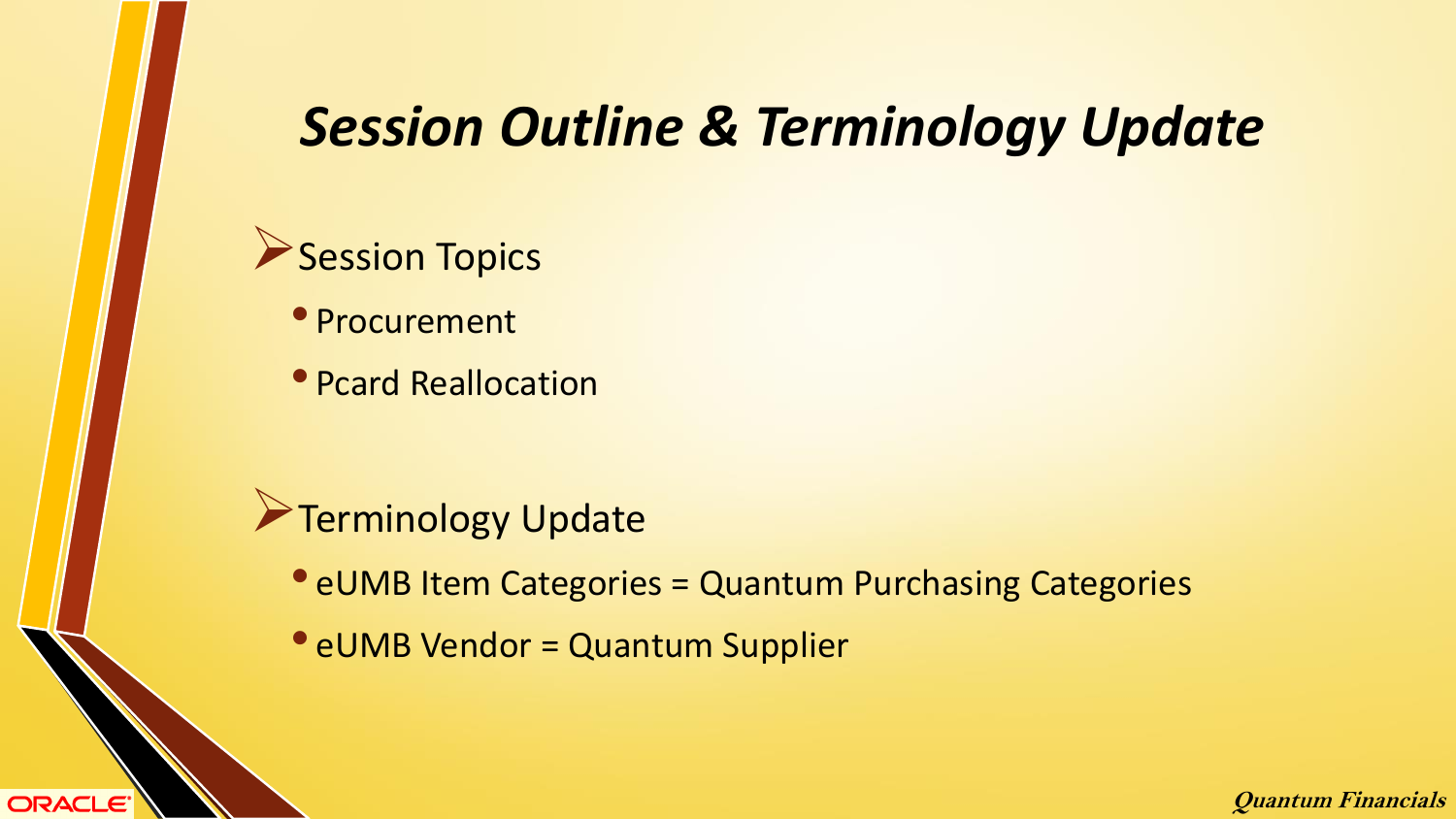# *Session Outline & Terminology Update*

- **Session Topics**
  - Procurement
  - Pcard Reallocation

- **Terminology Update**
  - eUMB Item Categories = Quantum Purchasing Categories
  - eUMB Vendor = Quantum Supplier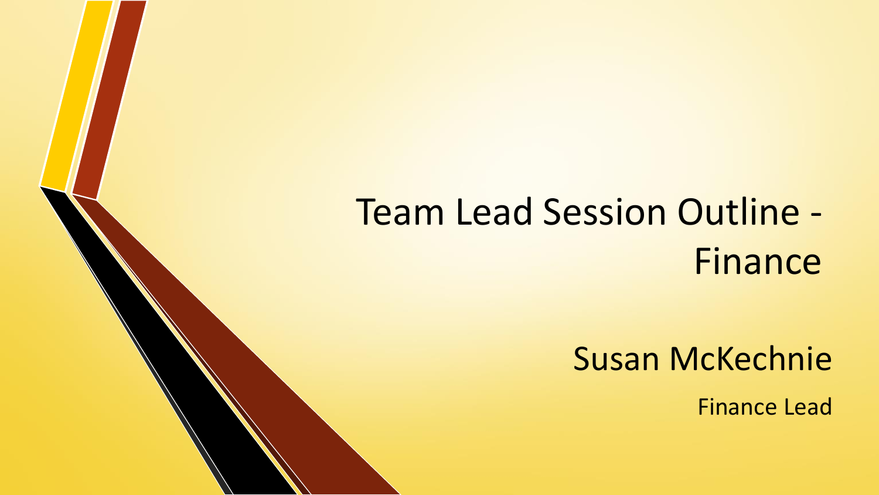# Team Lead Session Outline - Finance

## Susan McKechnie

Finance Lead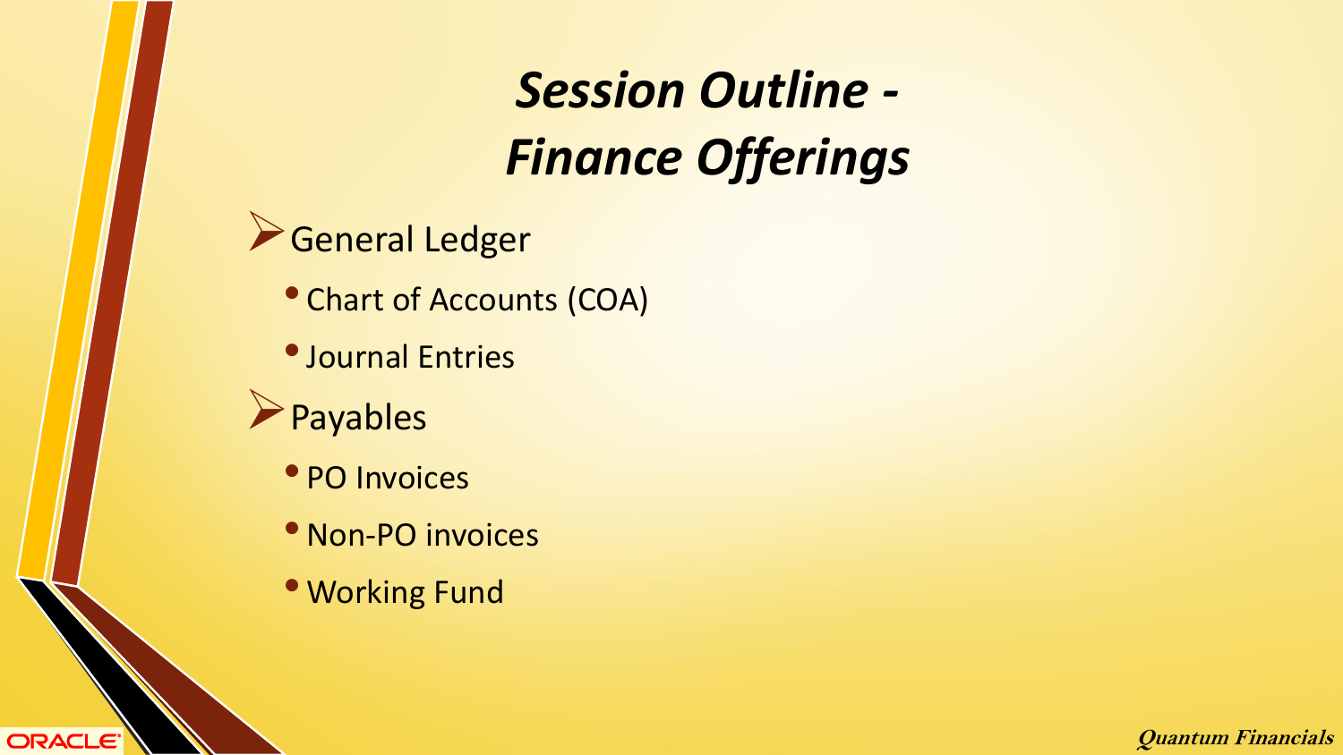# *Session Outline - Finance Offerings*

- General Ledger
  - Chart of Accounts (COA)
  - Journal Entries
- Payables
  - PO Invoices
  - Non-PO invoices
  - Working Fund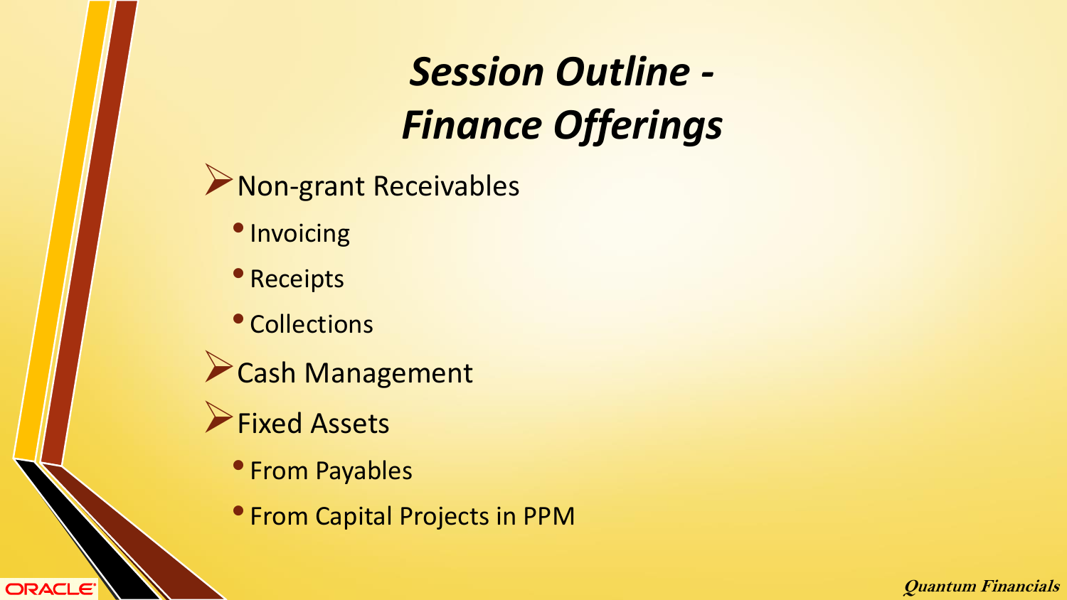# *Session Outline - Finance Offerings*

- Non-grant Receivables
  - Invoicing
  - Receipts
  - Collections
- Cash Management
- Fixed Assets
  - From Payables
  - From Capital Projects in PPM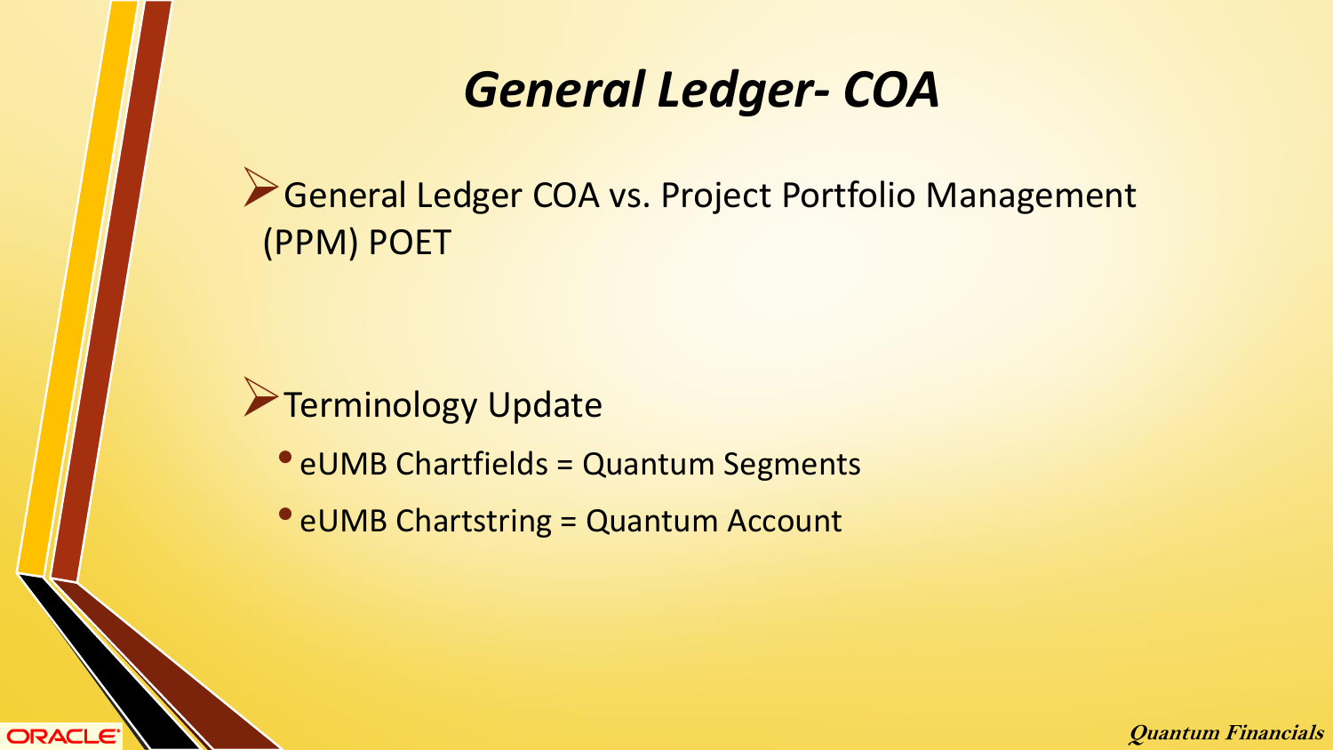# *General Ledger- COA*

- General Ledger COA vs. Project Portfolio Management (PPM) POET

- Terminology Update
  - eUMB Chartfields = Quantum Segments
  - eUMB Chartstring = Quantum Account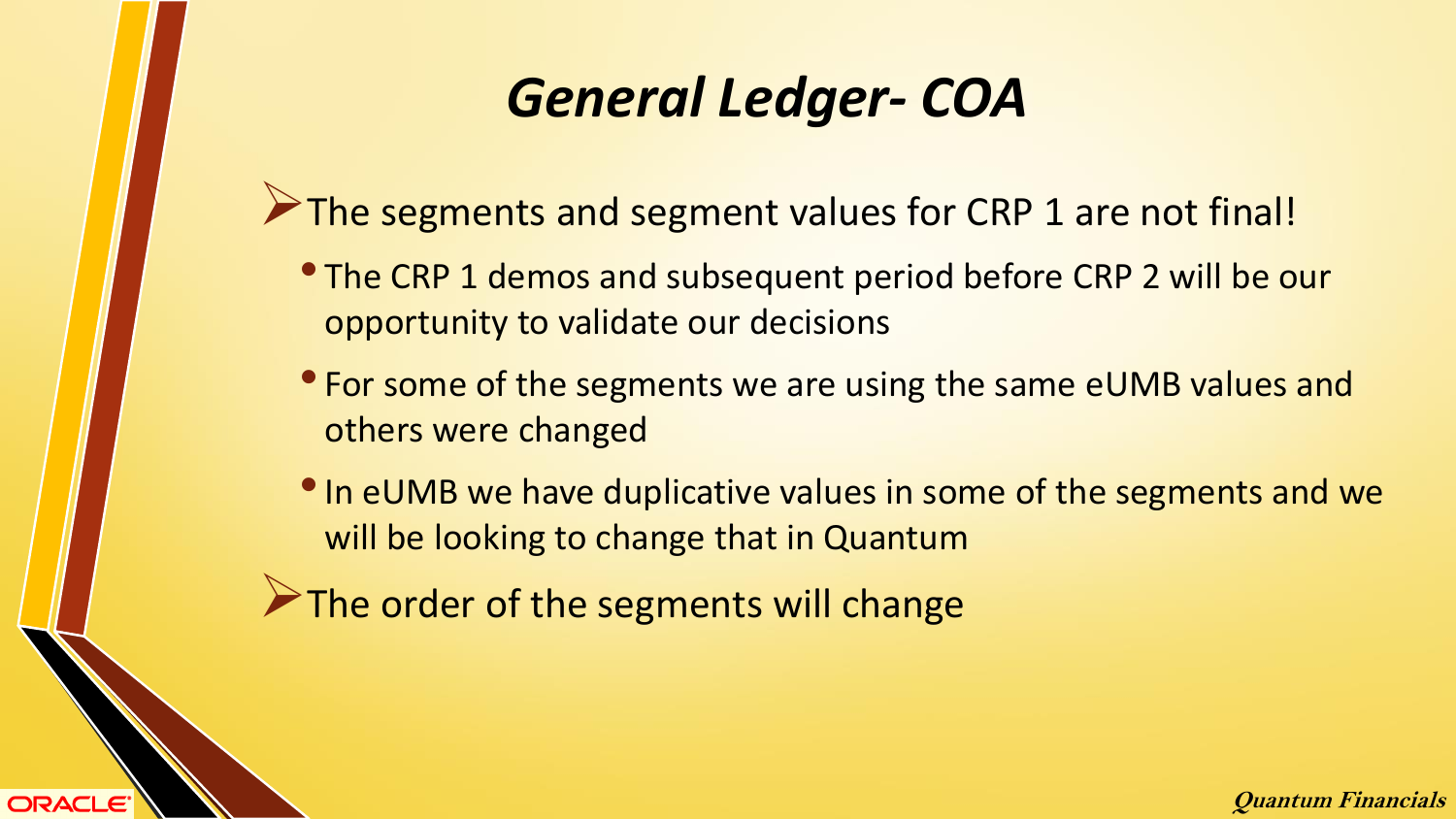# *General Ledger- COA*

- The segments and segment values for CRP 1 are not final!
  - The CRP 1 demos and subsequent period before CRP 2 will be our opportunity to validate our decisions
  - For some of the segments we are using the same eUMB values and others were changed
  - In eUMB we have duplicative values in some of the segments and we will be looking to change that in Quantum
- The order of the segments will change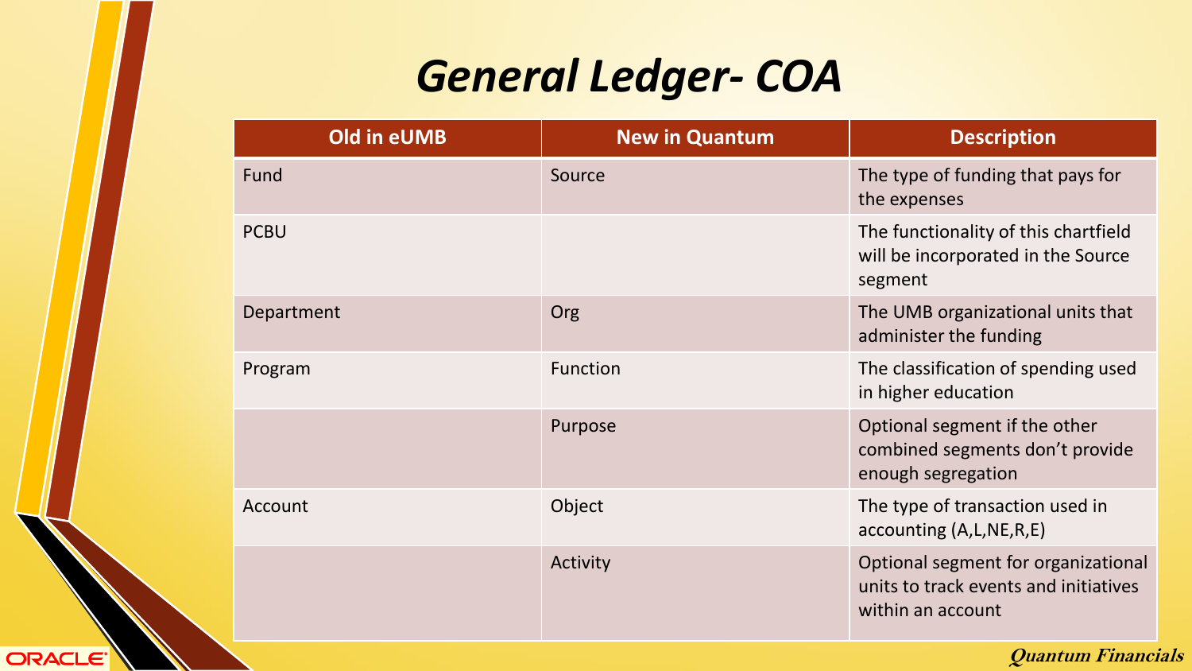# *General Ledger- COA*

| Old in eUMB | New in Quantum | Description |
| --- | --- | --- |
| Fund | Source | The type of funding that pays for the expenses |
| PCBU | | The functionality of this chartfield will be incorporated in the Source segment |
| Department | Org | The UMB organizational units that administer the funding |
| Program | Function | The classification of spending used in higher education |
| | Purpose | Optional segment if the other combined segments don't provide enough segregation |
| Account | Object | The type of transaction used in accounting (A,L,NE,R,E) |
| | Activity | Optional segment for organizational units to track events and initiatives within an account |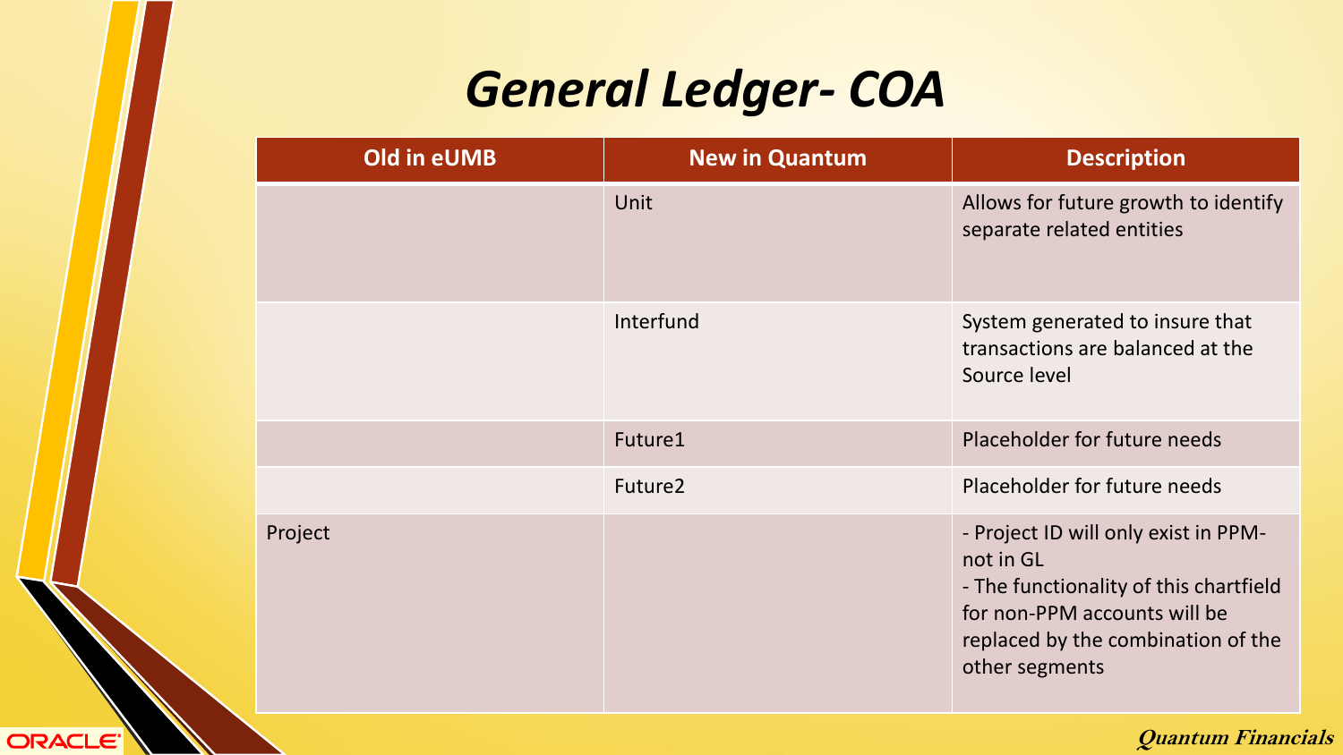# General Ledger- COA

| Old in eUMB | New in Quantum | Description |
|---|---|---|
| | Unit | Allows for future growth to identify separate related entities |
| | Interfund | System generated to insure that transactions are balanced at the Source level |
| | Future1 | Placeholder for future needs |
| | Future2 | Placeholder for future needs |
| Project | | - Project ID will only exist in PPM- not in GL<br>- The functionality of this chartfield for non-PPM accounts will be replaced by the combination of the other segments |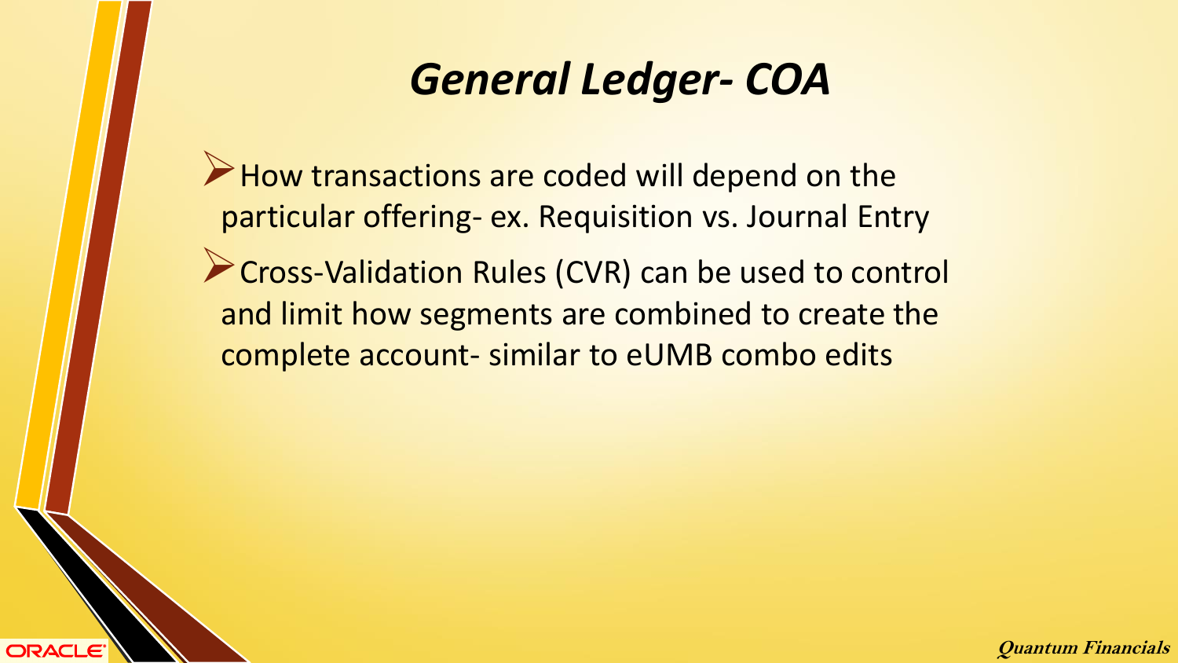# General Ledger- COA

- How transactions are coded will depend on the particular offering- ex. Requisition vs. Journal Entry
- Cross-Validation Rules (CVR) can be used to control and limit how segments are combined to create the complete account- similar to eUMB combo edits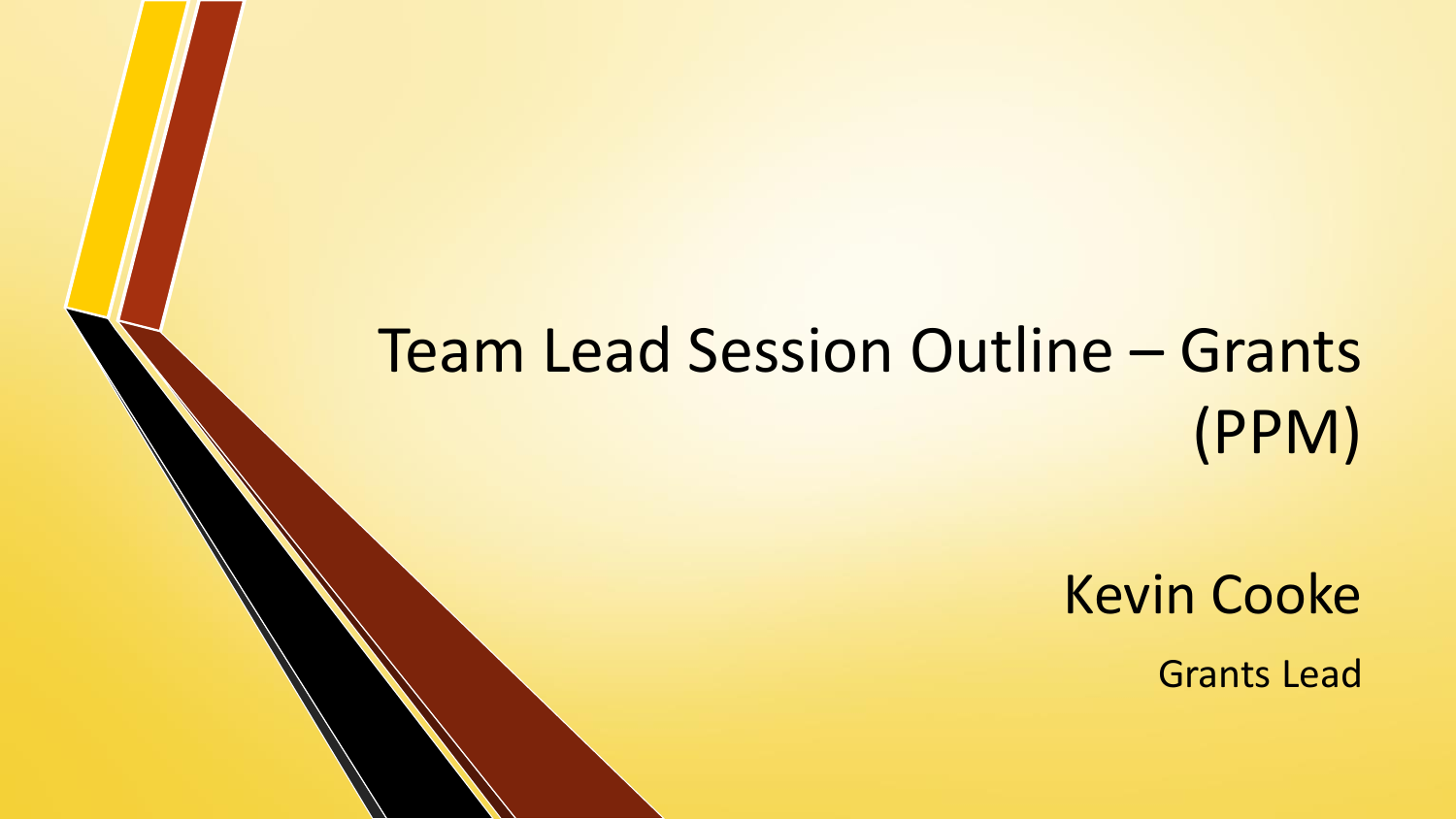# Team Lead Session Outline – Grants (PPM)

Kevin Cooke

Grants Lead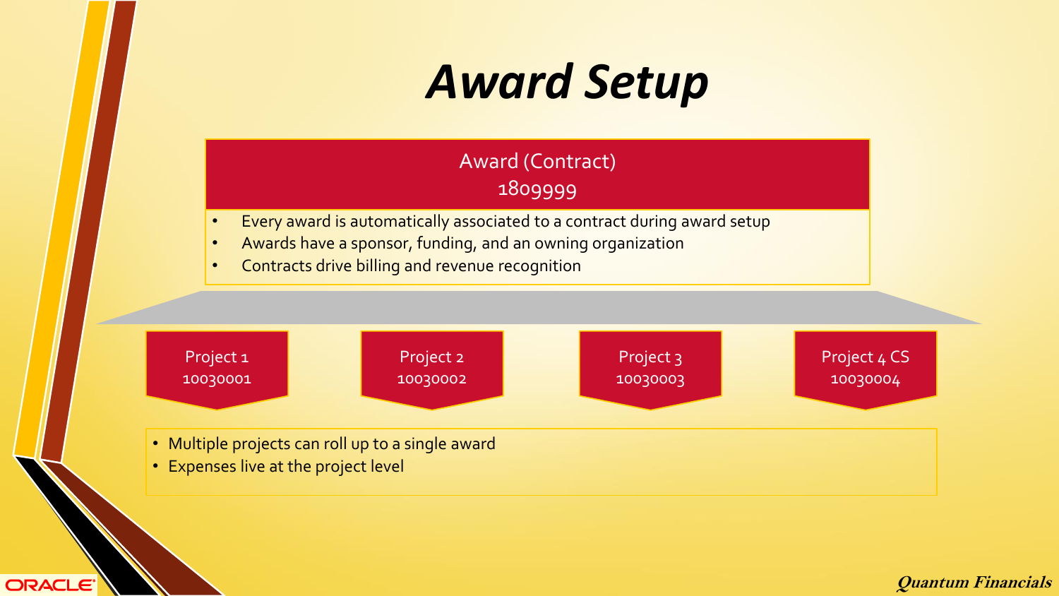# *Award Setup*

**Award (Contract)**
**1809999**

- Every award is automatically associated to a contract during award setup
- Awards have a sponsor, funding, and an owning organization
- Contracts drive billing and revenue recognition

Project 1
10030001

Project 2
10030002

Project 3
10030003

Project 4 CS
10030004

- Multiple projects can roll up to a single award
- Expenses live at the project level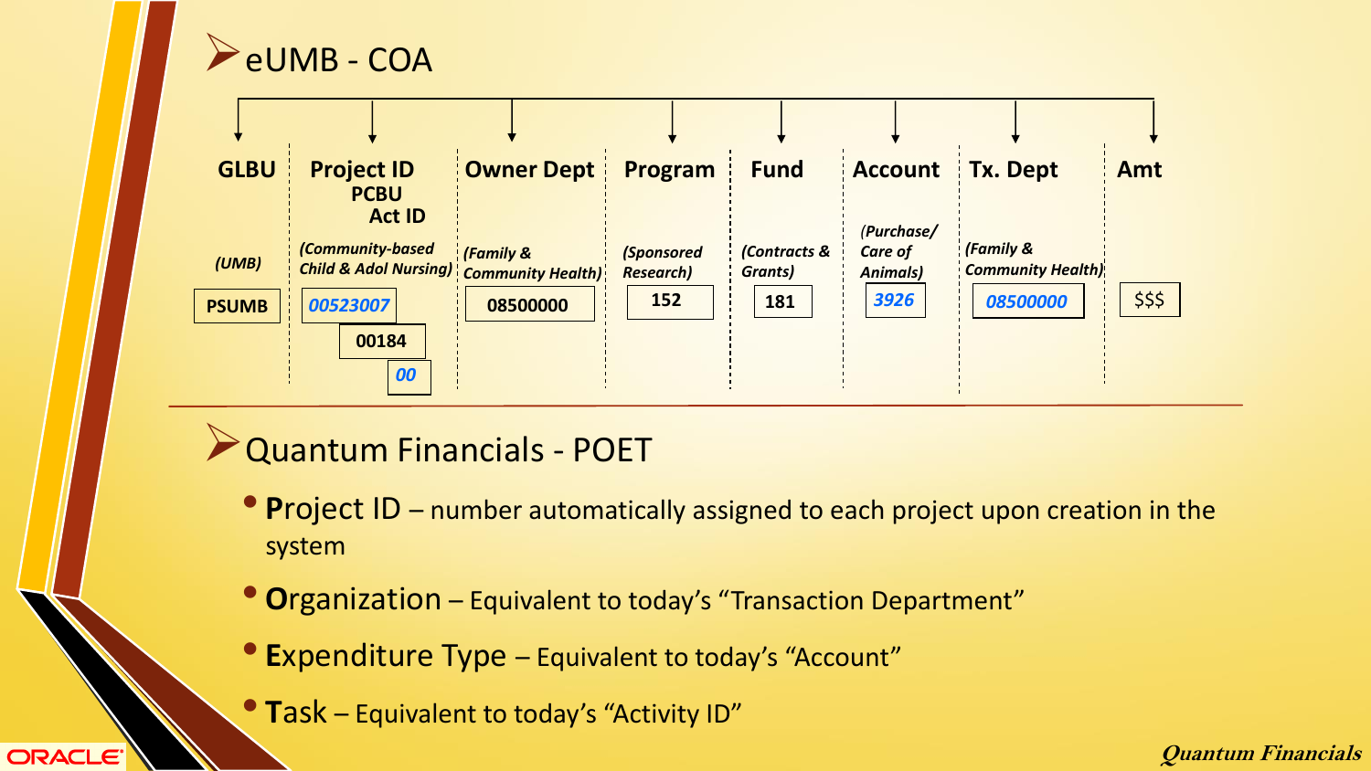## eUMB - COA

| GLBU | Project ID / PCBU / Act ID | Owner Dept | Program | Fund | Account | Tx. Dept | Amt |
|---|---|---|---|---|---|---|---|
| *(UMB)* | *(Community-based Child & Adol Nursing)* | *(Family & Community Health)* | *(Sponsored Research)* | *(Contracts & Grants)* | *(Purchase/ Care of Animals)* | *(Family & Community Health)* | |
| PSUMB | *00523007* / 00184 / *00* | 08500000 | 152 | 181 | *3926* | *08500000* | $$$ |

## Quantum Financials - POET

- **Project ID** – number automatically assigned to each project upon creation in the system
- **Organization** – Equivalent to today's "Transaction Department"
- **Expenditure Type** – Equivalent to today's "Account"
- **Task** – Equivalent to today's "Activity ID"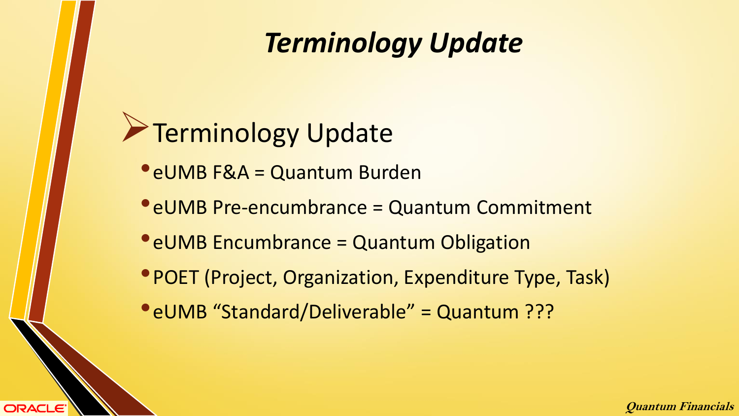# Terminology Update

- Terminology Update
  - eUMB F&A = Quantum Burden
  - eUMB Pre-encumbrance = Quantum Commitment
  - eUMB Encumbrance = Quantum Obligation
  - POET (Project, Organization, Expenditure Type, Task)
  - eUMB "Standard/Deliverable" = Quantum ???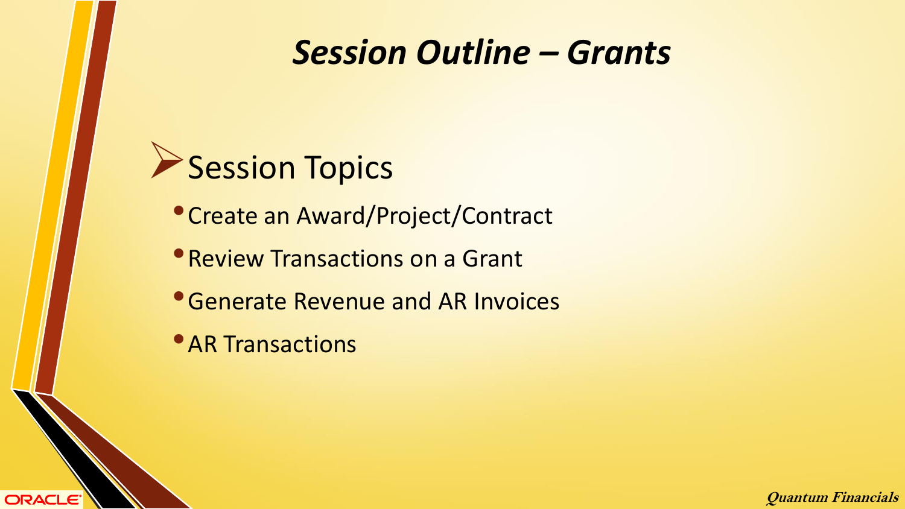# *Session Outline – Grants*

## Session Topics

- Create an Award/Project/Contract
- Review Transactions on a Grant
- Generate Revenue and AR Invoices
- AR Transactions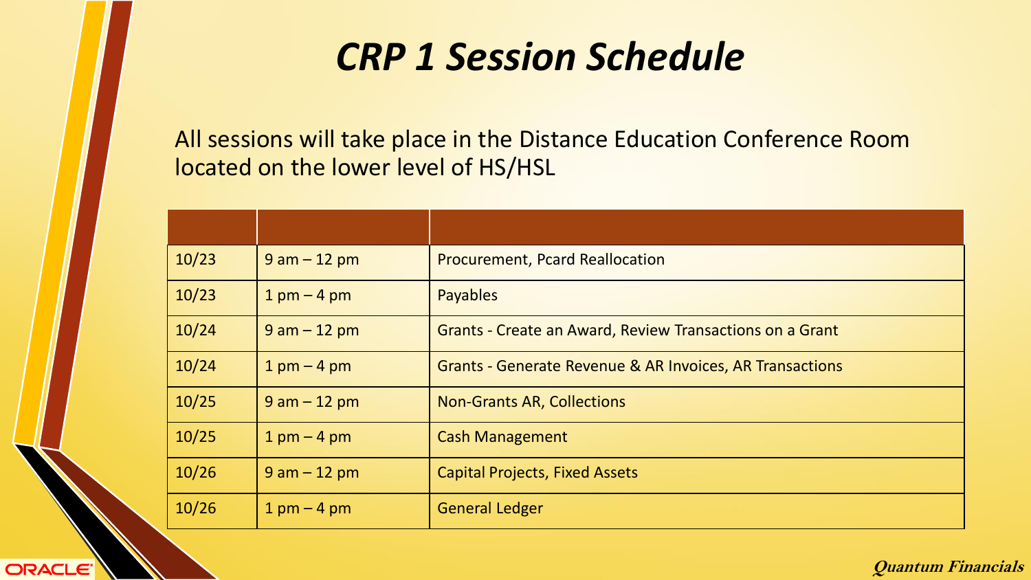# *CRP 1 Session Schedule*

All sessions will take place in the Distance Education Conference Room located on the lower level of HS/HSL

| | | |
|---|---|---|
| 10/23 | 9 am – 12 pm | Procurement, Pcard Reallocation |
| 10/23 | 1 pm – 4 pm | Payables |
| 10/24 | 9 am – 12 pm | Grants - Create an Award, Review Transactions on a Grant |
| 10/24 | 1 pm – 4 pm | Grants - Generate Revenue & AR Invoices, AR Transactions |
| 10/25 | 9 am – 12 pm | Non-Grants AR, Collections |
| 10/25 | 1 pm – 4 pm | Cash Management |
| 10/26 | 9 am – 12 pm | Capital Projects, Fixed Assets |
| 10/26 | 1 pm – 4 pm | General Ledger |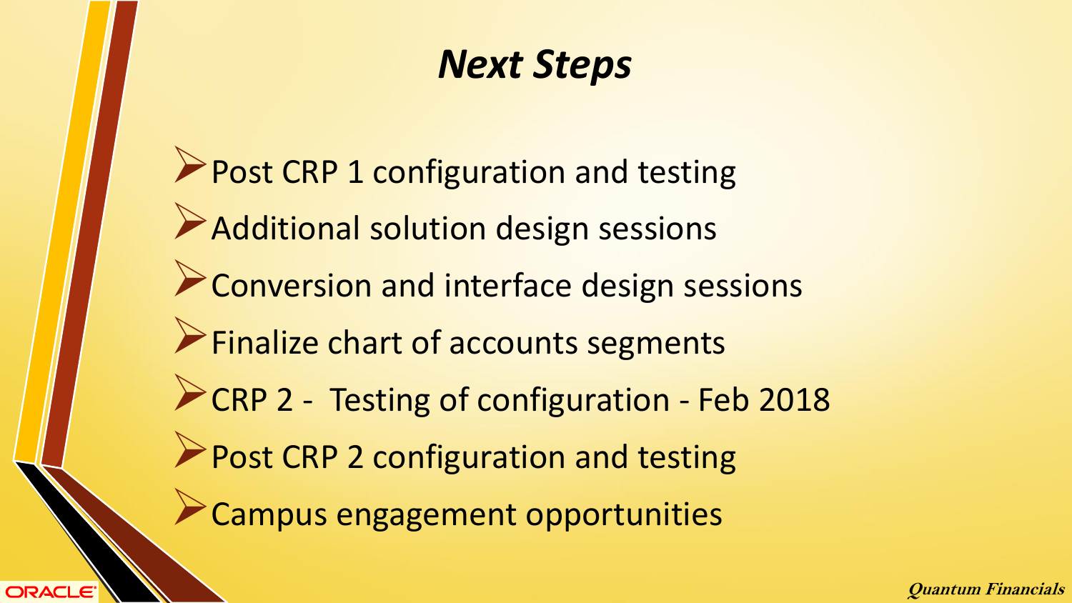# *Next Steps*

- Post CRP 1 configuration and testing
- Additional solution design sessions
- Conversion and interface design sessions
- Finalize chart of accounts segments
- CRP 2 - Testing of configuration - Feb 2018
- Post CRP 2 configuration and testing
- Campus engagement opportunities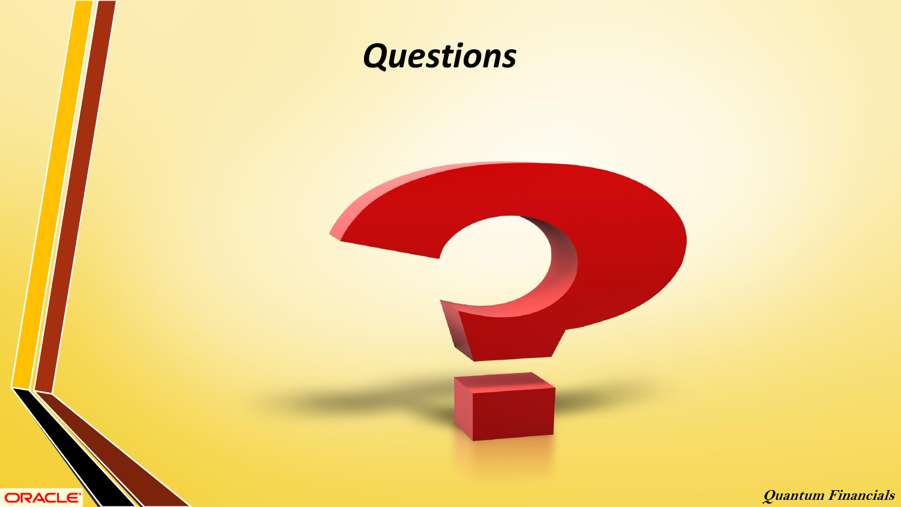# *Questions*